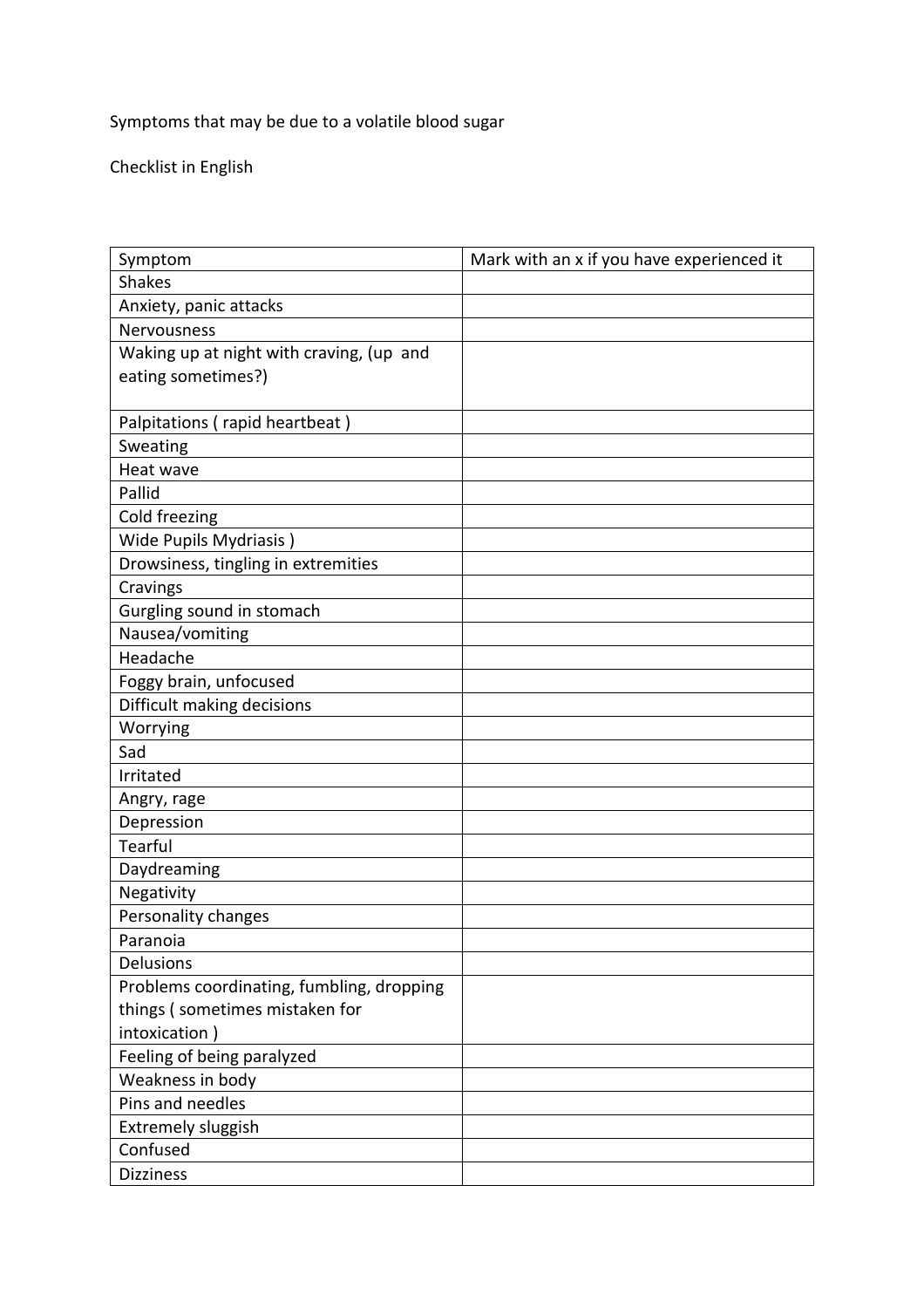Symptoms that may be due to a volatile blood sugar

Checklist in English

| Symptom | Mark with an x if you have experienced it |
| --- | --- |
| Shakes | |
| Anxiety, panic attacks | |
| Nervousness | |
| Waking up at night with craving, (up and eating sometimes?) | |
| Palpitations ( rapid heartbeat ) | |
| Sweating | |
| Heat wave | |
| Pallid | |
| Cold freezing | |
| Wide Pupils Mydriasis ) | |
| Drowsiness, tingling in extremities | |
| Cravings | |
| Gurgling sound in stomach | |
| Nausea/vomiting | |
| Headache | |
| Foggy brain, unfocused | |
| Difficult making decisions | |
| Worrying | |
| Sad | |
| Irritated | |
| Angry, rage | |
| Depression | |
| Tearful | |
| Daydreaming | |
| Negativity | |
| Personality changes | |
| Paranoia | |
| Delusions | |
| Problems coordinating, fumbling, dropping things ( sometimes mistaken for intoxication ) | |
| Feeling of being paralyzed | |
| Weakness in body | |
| Pins and needles | |
| Extremely sluggish | |
| Confused | |
| Dizziness | |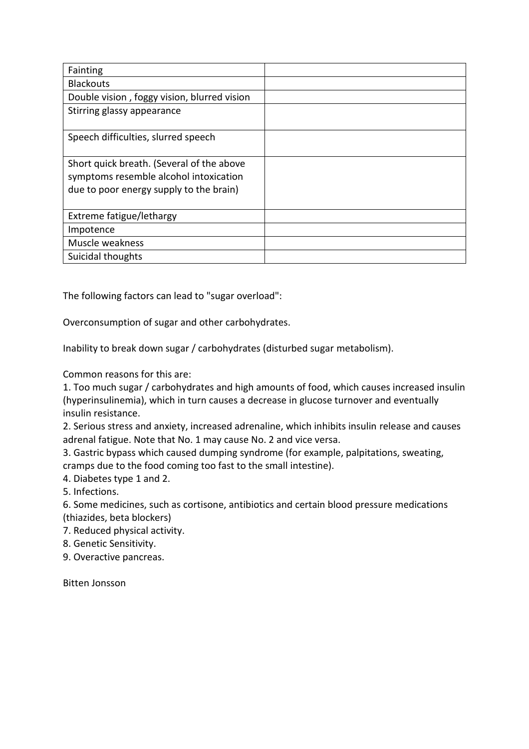| | |
|---|---|
| Fainting | |
| Blackouts | |
| Double vision , foggy vision, blurred vision | |
| Stirring glassy appearance | |
| Speech difficulties, slurred speech | |
| Short quick breath. (Several of the above symptoms resemble alcohol intoxication due to poor energy supply to the brain) | |
| Extreme fatigue/lethargy | |
| Impotence | |
| Muscle weakness | |
| Suicidal thoughts | |

The following factors can lead to "sugar overload":

Overconsumption of sugar and other carbohydrates.

Inability to break down sugar / carbohydrates (disturbed sugar metabolism).

Common reasons for this are:

1. Too much sugar / carbohydrates and high amounts of food, which causes increased insulin (hyperinsulinemia), which in turn causes a decrease in glucose turnover and eventually insulin resistance.
2. Serious stress and anxiety, increased adrenaline, which inhibits insulin release and causes adrenal fatigue. Note that No. 1 may cause No. 2 and vice versa.
3. Gastric bypass which caused dumping syndrome (for example, palpitations, sweating, cramps due to the food coming too fast to the small intestine).
4. Diabetes type 1 and 2.
5. Infections.
6. Some medicines, such as cortisone, antibiotics and certain blood pressure medications (thiazides, beta blockers)
7. Reduced physical activity.
8. Genetic Sensitivity.
9. Overactive pancreas.

Bitten Jonsson